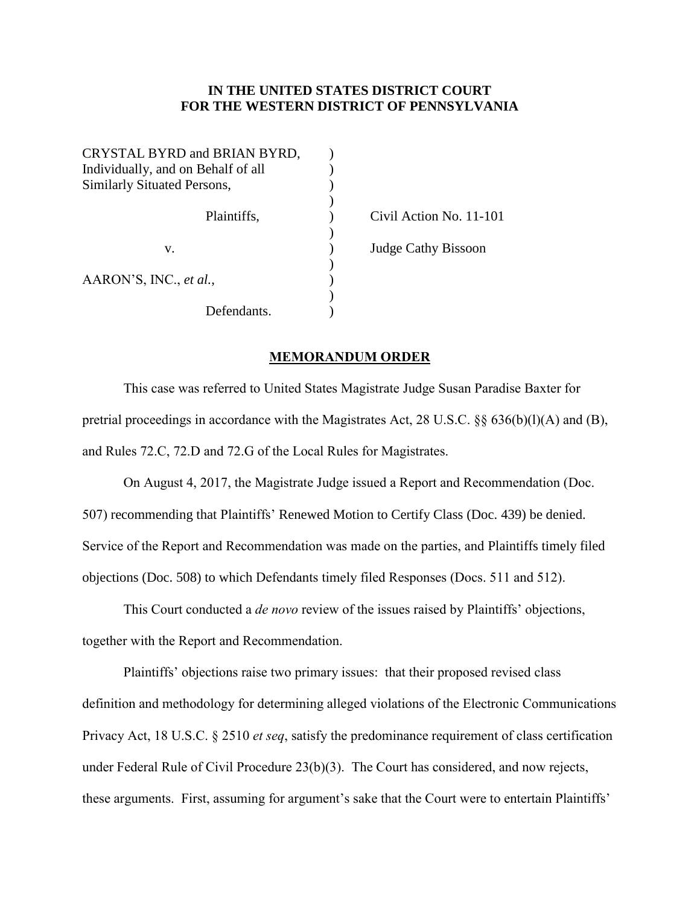**IN THE UNITED STATES DISTRICT COURT**
**FOR THE WESTERN DISTRICT OF PENNSYLVANIA**

| | | |
|---|---|---|
| CRYSTAL BYRD and BRIAN BYRD, Individually, and on Behalf of all Similarly Situated Persons, | ) | |
| Plaintiffs, | ) | Civil Action No. 11-101 |
| v. | ) | Judge Cathy Bissoon |
| AARON'S, INC., *et al.*, | ) | |
| Defendants. | ) | |

**MEMORANDUM ORDER**

This case was referred to United States Magistrate Judge Susan Paradise Baxter for pretrial proceedings in accordance with the Magistrates Act, 28 U.S.C. §§ 636(b)(l)(A) and (B), and Rules 72.C, 72.D and 72.G of the Local Rules for Magistrates.

On August 4, 2017, the Magistrate Judge issued a Report and Recommendation (Doc. 507) recommending that Plaintiffs' Renewed Motion to Certify Class (Doc. 439) be denied. Service of the Report and Recommendation was made on the parties, and Plaintiffs timely filed objections (Doc. 508) to which Defendants timely filed Responses (Docs. 511 and 512).

This Court conducted a *de novo* review of the issues raised by Plaintiffs' objections, together with the Report and Recommendation.

Plaintiffs' objections raise two primary issues: that their proposed revised class definition and methodology for determining alleged violations of the Electronic Communications Privacy Act, 18 U.S.C. § 2510 *et seq*, satisfy the predominance requirement of class certification under Federal Rule of Civil Procedure 23(b)(3). The Court has considered, and now rejects, these arguments. First, assuming for argument's sake that the Court were to entertain Plaintiffs'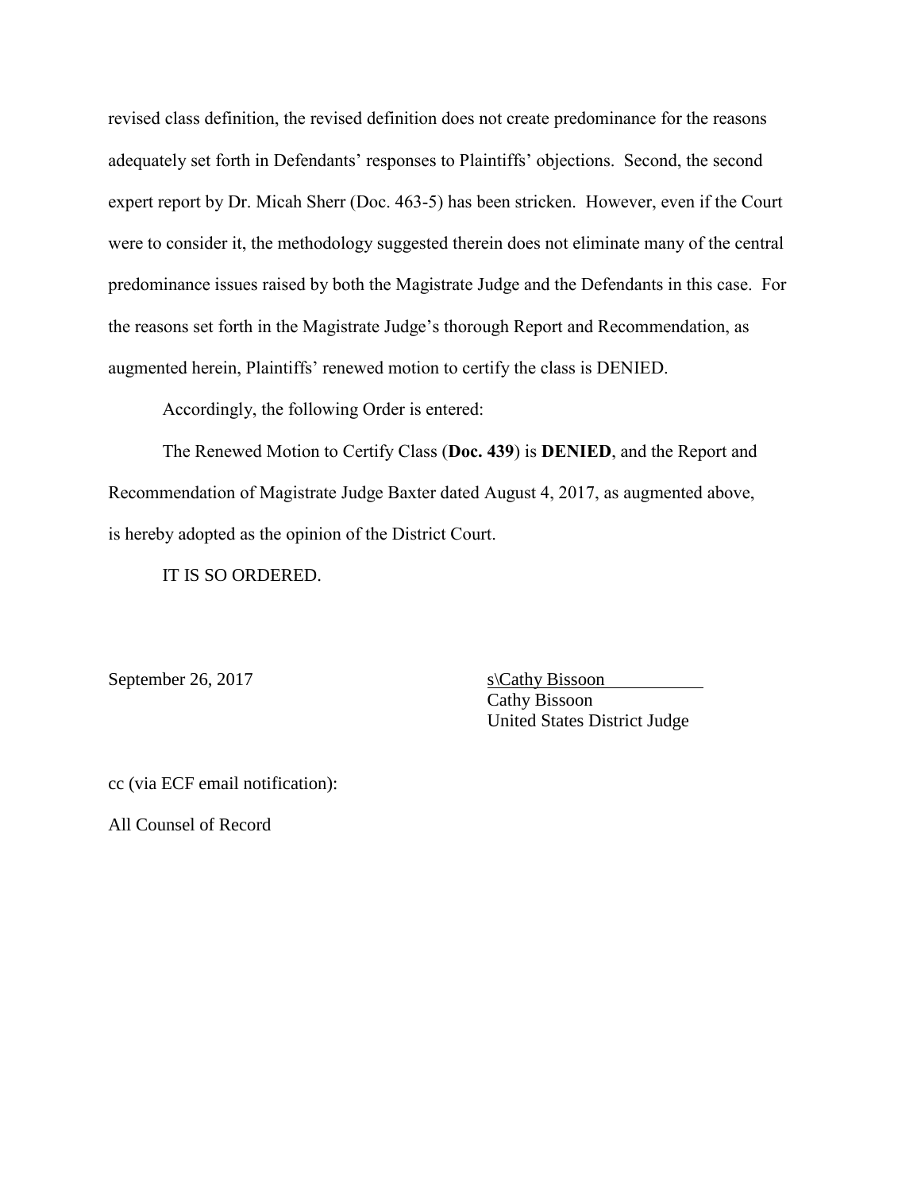revised class definition, the revised definition does not create predominance for the reasons adequately set forth in Defendants' responses to Plaintiffs' objections. Second, the second expert report by Dr. Micah Sherr (Doc. 463-5) has been stricken. However, even if the Court were to consider it, the methodology suggested therein does not eliminate many of the central predominance issues raised by both the Magistrate Judge and the Defendants in this case. For the reasons set forth in the Magistrate Judge's thorough Report and Recommendation, as augmented herein, Plaintiffs' renewed motion to certify the class is DENIED.

Accordingly, the following Order is entered:

The Renewed Motion to Certify Class (**Doc. 439**) is **DENIED**, and the Report and Recommendation of Magistrate Judge Baxter dated August 4, 2017, as augmented above, is hereby adopted as the opinion of the District Court.

IT IS SO ORDERED.

September 26, 2017

s\Cathy Bissoon
Cathy Bissoon
United States District Judge

cc (via ECF email notification):

All Counsel of Record